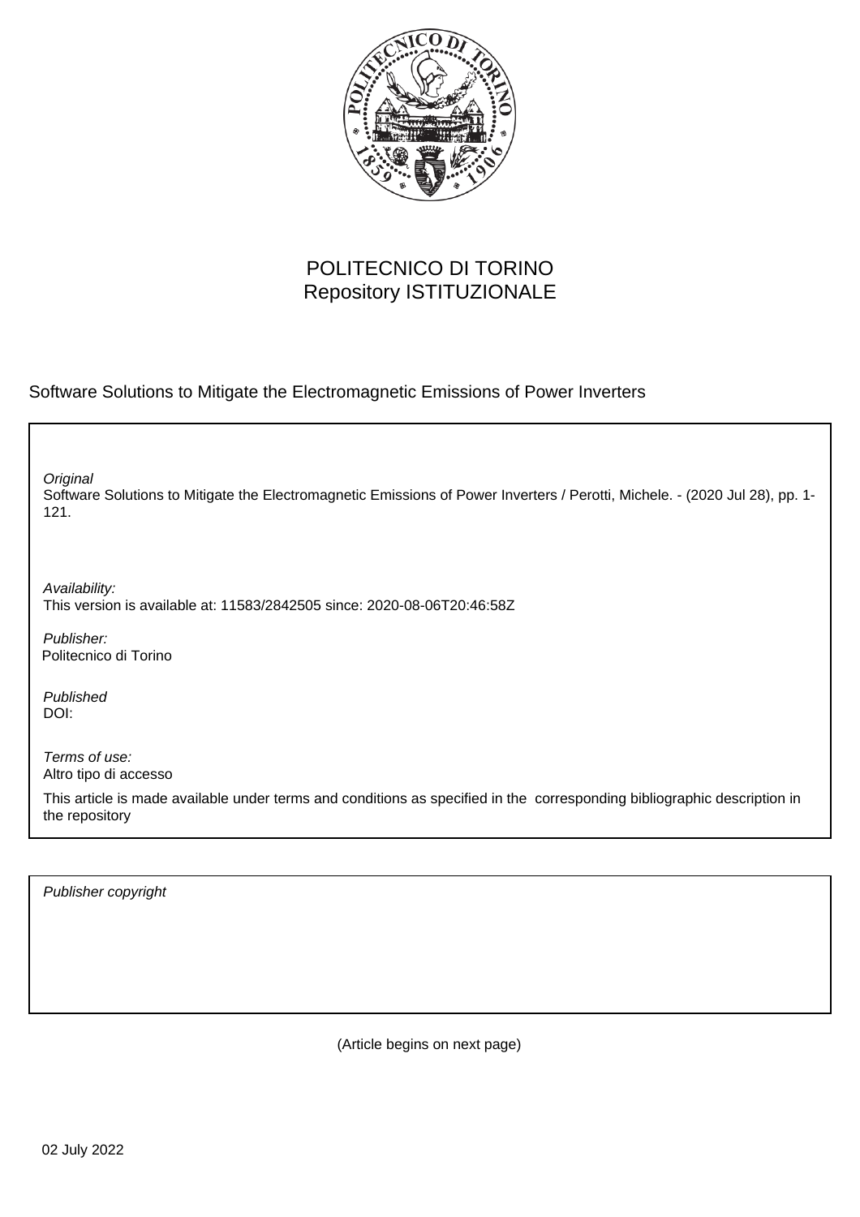POLITECNICO DI TORINO
Repository ISTITUZIONALE

Software Solutions to Mitigate the Electromagnetic Emissions of Power Inverters

*Original*
Software Solutions to Mitigate the Electromagnetic Emissions of Power Inverters / Perotti, Michele. - (2020 Jul 28), pp. 1-121.

*Availability:*
This version is available at: 11583/2842505 since: 2020-08-06T20:46:58Z

*Publisher:*
Politecnico di Torino

*Published*
DOI:

*Terms of use:*
Altro tipo di accesso

This article is made available under terms and conditions as specified in the corresponding bibliographic description in the repository

*Publisher copyright*

(Article begins on next page)

02 July 2022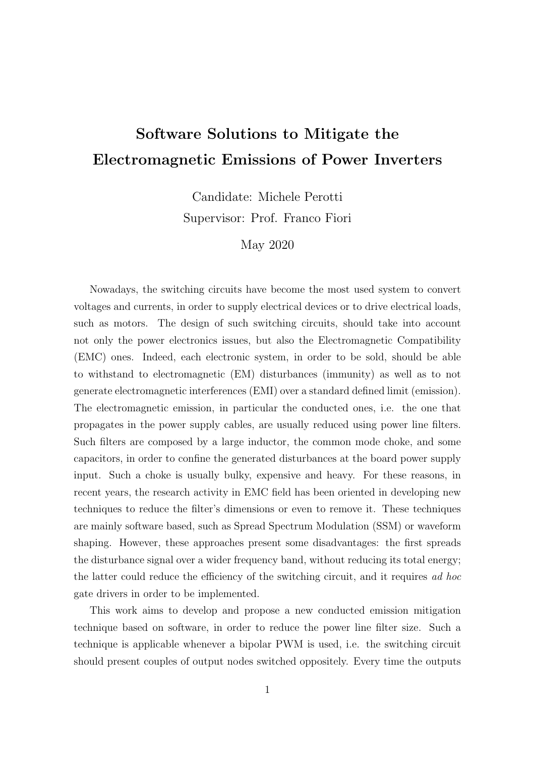# Software Solutions to Mitigate the Electromagnetic Emissions of Power Inverters

Candidate: Michele Perotti

Supervisor: Prof. Franco Fiori

May 2020

Nowadays, the switching circuits have become the most used system to convert voltages and currents, in order to supply electrical devices or to drive electrical loads, such as motors. The design of such switching circuits, should take into account not only the power electronics issues, but also the Electromagnetic Compatibility (EMC) ones. Indeed, each electronic system, in order to be sold, should be able to withstand to electromagnetic (EM) disturbances (immunity) as well as to not generate electromagnetic interferences (EMI) over a standard defined limit (emission). The electromagnetic emission, in particular the conducted ones, i.e. the one that propagates in the power supply cables, are usually reduced using power line filters. Such filters are composed by a large inductor, the common mode choke, and some capacitors, in order to confine the generated disturbances at the board power supply input. Such a choke is usually bulky, expensive and heavy. For these reasons, in recent years, the research activity in EMC field has been oriented in developing new techniques to reduce the filter's dimensions or even to remove it. These techniques are mainly software based, such as Spread Spectrum Modulation (SSM) or waveform shaping. However, these approaches present some disadvantages: the first spreads the disturbance signal over a wider frequency band, without reducing its total energy; the latter could reduce the efficiency of the switching circuit, and it requires *ad hoc* gate drivers in order to be implemented.

This work aims to develop and propose a new conducted emission mitigation technique based on software, in order to reduce the power line filter size. Such a technique is applicable whenever a bipolar PWM is used, i.e. the switching circuit should present couples of output nodes switched oppositely. Every time the outputs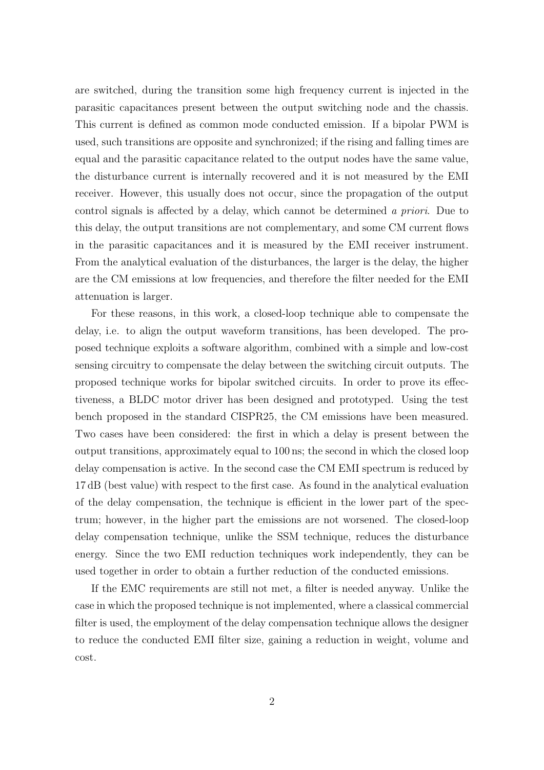are switched, during the transition some high frequency current is injected in the parasitic capacitances present between the output switching node and the chassis. This current is defined as common mode conducted emission. If a bipolar PWM is used, such transitions are opposite and synchronized; if the rising and falling times are equal and the parasitic capacitance related to the output nodes have the same value, the disturbance current is internally recovered and it is not measured by the EMI receiver. However, this usually does not occur, since the propagation of the output control signals is affected by a delay, which cannot be determined *a priori*. Due to this delay, the output transitions are not complementary, and some CM current flows in the parasitic capacitances and it is measured by the EMI receiver instrument. From the analytical evaluation of the disturbances, the larger is the delay, the higher are the CM emissions at low frequencies, and therefore the filter needed for the EMI attenuation is larger.

For these reasons, in this work, a closed-loop technique able to compensate the delay, i.e. to align the output waveform transitions, has been developed. The proposed technique exploits a software algorithm, combined with a simple and low-cost sensing circuitry to compensate the delay between the switching circuit outputs. The proposed technique works for bipolar switched circuits. In order to prove its effectiveness, a BLDC motor driver has been designed and prototyped. Using the test bench proposed in the standard CISPR25, the CM emissions have been measured. Two cases have been considered: the first in which a delay is present between the output transitions, approximately equal to 100 ns; the second in which the closed loop delay compensation is active. In the second case the CM EMI spectrum is reduced by 17 dB (best value) with respect to the first case. As found in the analytical evaluation of the delay compensation, the technique is efficient in the lower part of the spectrum; however, in the higher part the emissions are not worsened. The closed-loop delay compensation technique, unlike the SSM technique, reduces the disturbance energy. Since the two EMI reduction techniques work independently, they can be used together in order to obtain a further reduction of the conducted emissions.

If the EMC requirements are still not met, a filter is needed anyway. Unlike the case in which the proposed technique is not implemented, where a classical commercial filter is used, the employment of the delay compensation technique allows the designer to reduce the conducted EMI filter size, gaining a reduction in weight, volume and cost.